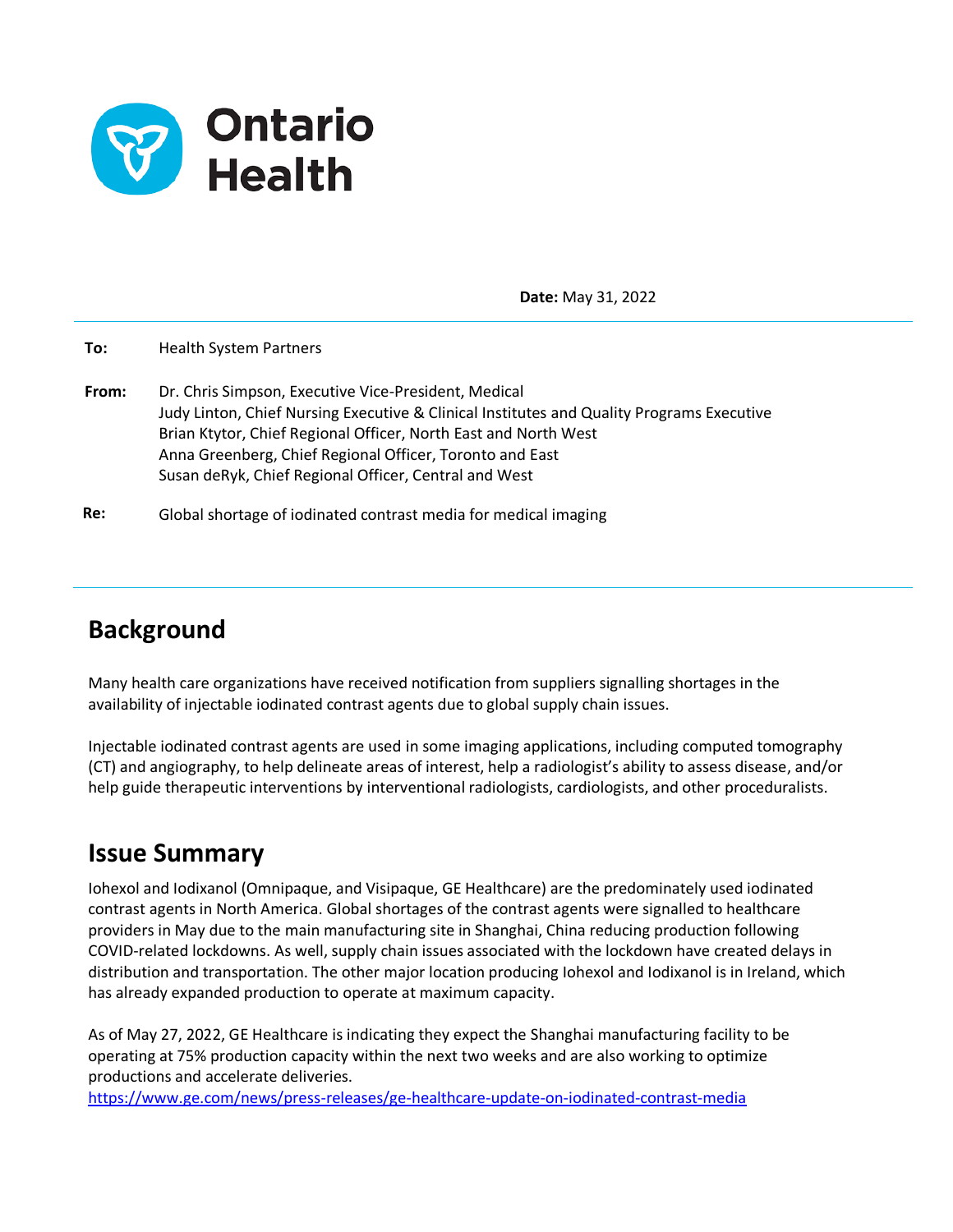Ontario Health

**Date:** May 31, 2022

**To:** Health System Partners

**From:** Dr. Chris Simpson, Executive Vice-President, Medical
Judy Linton, Chief Nursing Executive & Clinical Institutes and Quality Programs Executive
Brian Ktytor, Chief Regional Officer, North East and North West
Anna Greenberg, Chief Regional Officer, Toronto and East
Susan deRyk, Chief Regional Officer, Central and West

**Re:** Global shortage of iodinated contrast media for medical imaging

## Background

Many health care organizations have received notification from suppliers signalling shortages in the availability of injectable iodinated contrast agents due to global supply chain issues.

Injectable iodinated contrast agents are used in some imaging applications, including computed tomography (CT) and angiography, to help delineate areas of interest, help a radiologist's ability to assess disease, and/or help guide therapeutic interventions by interventional radiologists, cardiologists, and other proceduralists.

## Issue Summary

Iohexol and Iodixanol (Omnipaque, and Visipaque, GE Healthcare) are the predominately used iodinated contrast agents in North America. Global shortages of the contrast agents were signalled to healthcare providers in May due to the main manufacturing site in Shanghai, China reducing production following COVID-related lockdowns. As well, supply chain issues associated with the lockdown have created delays in distribution and transportation. The other major location producing Iohexol and Iodixanol is in Ireland, which has already expanded production to operate at maximum capacity.

As of May 27, 2022, GE Healthcare is indicating they expect the Shanghai manufacturing facility to be operating at 75% production capacity within the next two weeks and are also working to optimize productions and accelerate deliveries.
https://www.ge.com/news/press-releases/ge-healthcare-update-on-iodinated-contrast-media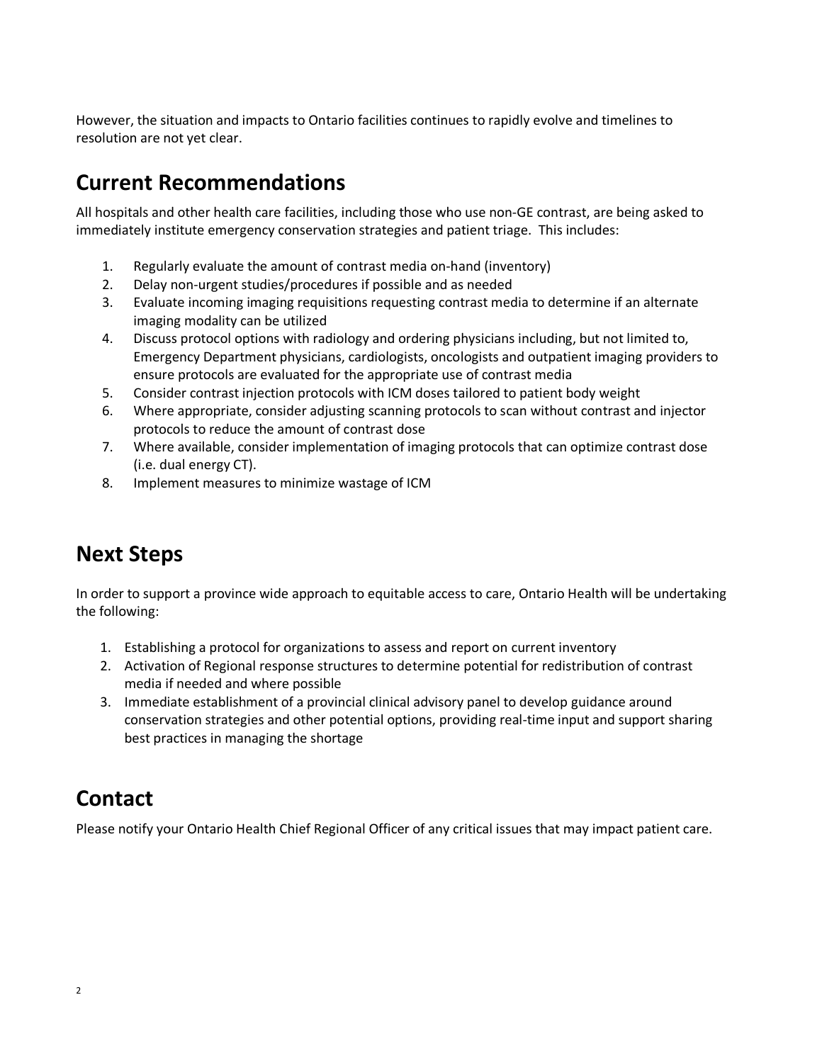However, the situation and impacts to Ontario facilities continues to rapidly evolve and timelines to resolution are not yet clear.

## Current Recommendations

All hospitals and other health care facilities, including those who use non-GE contrast, are being asked to immediately institute emergency conservation strategies and patient triage. This includes:

1. Regularly evaluate the amount of contrast media on-hand (inventory)
2. Delay non-urgent studies/procedures if possible and as needed
3. Evaluate incoming imaging requisitions requesting contrast media to determine if an alternate imaging modality can be utilized
4. Discuss protocol options with radiology and ordering physicians including, but not limited to, Emergency Department physicians, cardiologists, oncologists and outpatient imaging providers to ensure protocols are evaluated for the appropriate use of contrast media
5. Consider contrast injection protocols with ICM doses tailored to patient body weight
6. Where appropriate, consider adjusting scanning protocols to scan without contrast and injector protocols to reduce the amount of contrast dose
7. Where available, consider implementation of imaging protocols that can optimize contrast dose (i.e. dual energy CT).
8. Implement measures to minimize wastage of ICM

## Next Steps

In order to support a province wide approach to equitable access to care, Ontario Health will be undertaking the following:

1. Establishing a protocol for organizations to assess and report on current inventory
2. Activation of Regional response structures to determine potential for redistribution of contrast media if needed and where possible
3. Immediate establishment of a provincial clinical advisory panel to develop guidance around conservation strategies and other potential options, providing real-time input and support sharing best practices in managing the shortage

## Contact

Please notify your Ontario Health Chief Regional Officer of any critical issues that may impact patient care.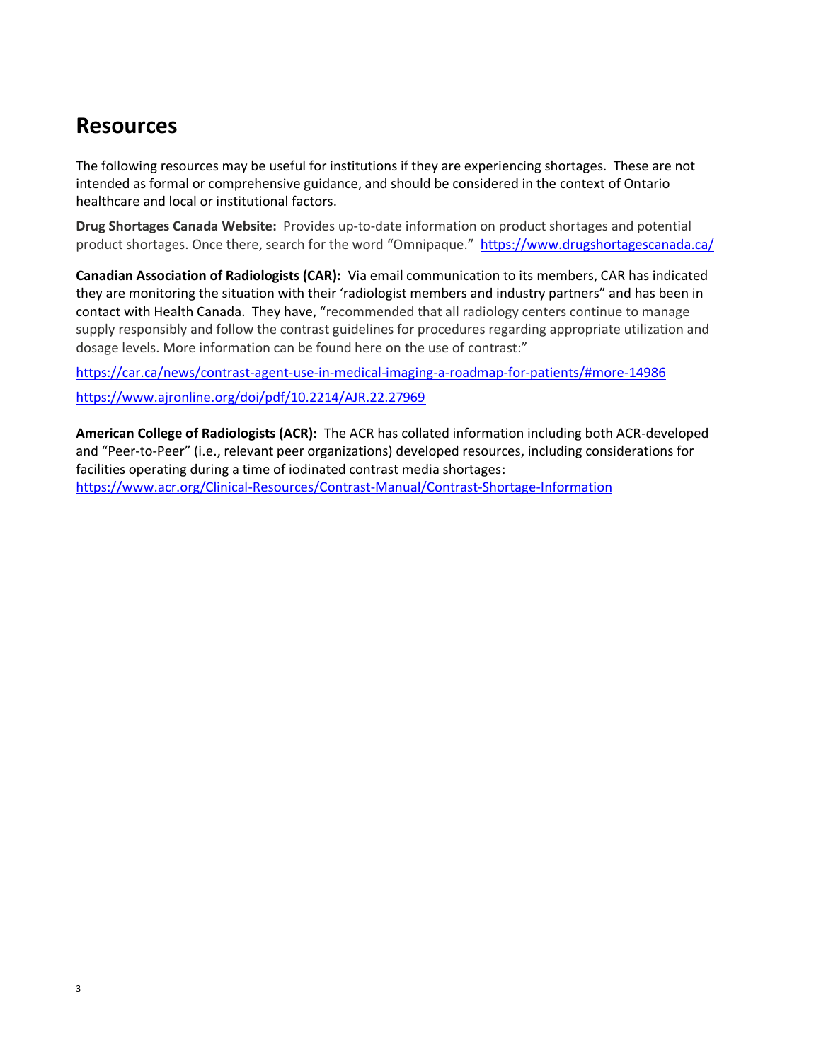## Resources

The following resources may be useful for institutions if they are experiencing shortages. These are not intended as formal or comprehensive guidance, and should be considered in the context of Ontario healthcare and local or institutional factors.

**Drug Shortages Canada Website:** Provides up-to-date information on product shortages and potential product shortages. Once there, search for the word "Omnipaque." https://www.drugshortagescanada.ca/

**Canadian Association of Radiologists (CAR):** Via email communication to its members, CAR has indicated they are monitoring the situation with their 'radiologist members and industry partners" and has been in contact with Health Canada. They have, "recommended that all radiology centers continue to manage supply responsibly and follow the contrast guidelines for procedures regarding appropriate utilization and dosage levels. More information can be found here on the use of contrast:"

https://car.ca/news/contrast-agent-use-in-medical-imaging-a-roadmap-for-patients/#more-14986

https://www.ajronline.org/doi/pdf/10.2214/AJR.22.27969

**American College of Radiologists (ACR):** The ACR has collated information including both ACR-developed and "Peer-to-Peer" (i.e., relevant peer organizations) developed resources, including considerations for facilities operating during a time of iodinated contrast media shortages: https://www.acr.org/Clinical-Resources/Contrast-Manual/Contrast-Shortage-Information